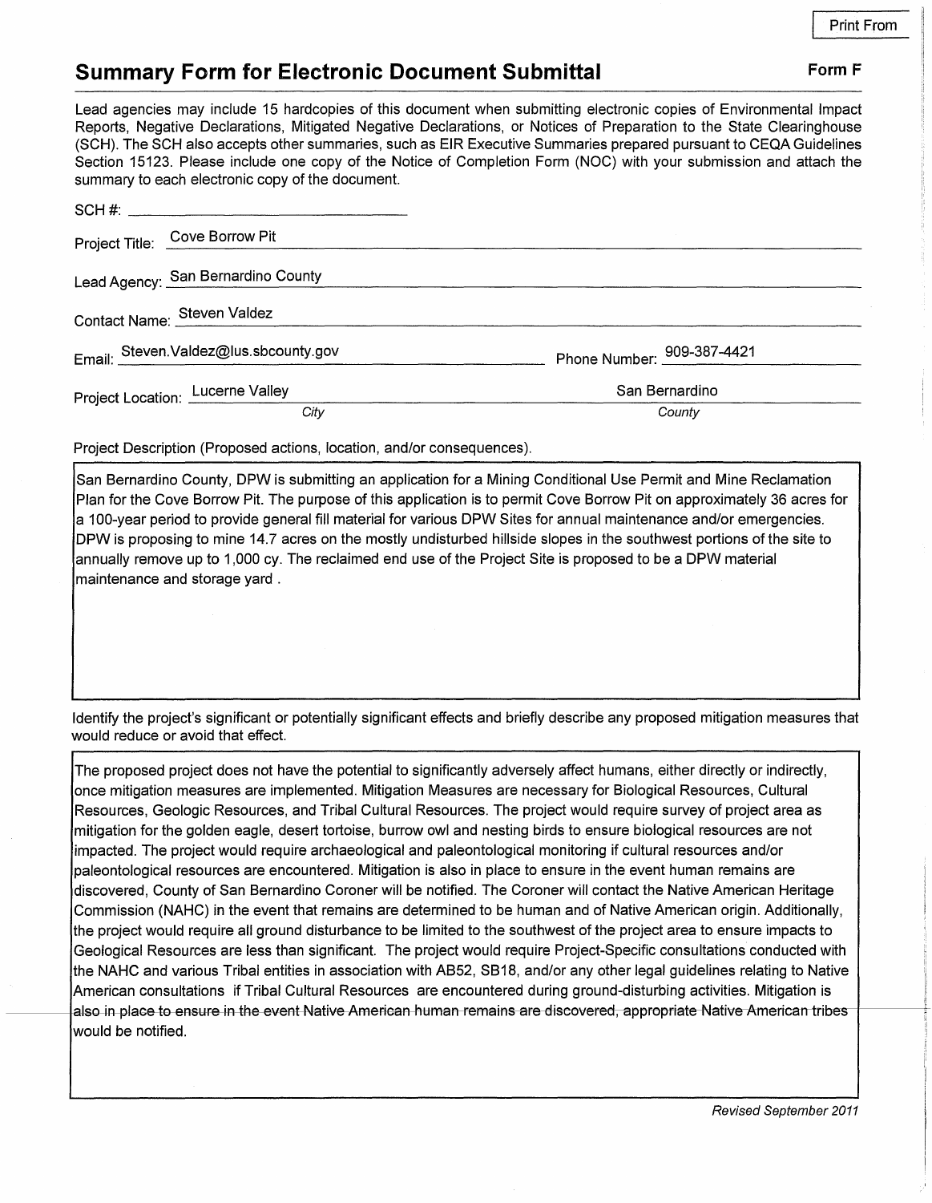Print From

## Summary Form for Electronic Document Submittal

**Form F**

Lead agencies may include 15 hardcopies of this document when submitting electronic copies of Environmental Impact Reports, Negative Declarations, Mitigated Negative Declarations, or Notices of Preparation to the State Clearinghouse (SCH). The SCH also accepts other summaries, such as EIR Executive Summaries prepared pursuant to CEQA Guidelines Section 15123. Please include one copy of the Notice of Completion Form (NOC) with your submission and attach the summary to each electronic copy of the document.

SCH #: ______________________

Project Title: Cove Borrow Pit

Lead Agency: San Bernardino County

Contact Name: Steven Valdez

Email: Steven.Valdez@lus.sbcounty.gov Phone Number: 909-387-4421

Project Location: Lucerne Valley (*City*) San Bernardino (*County*)

Project Description (Proposed actions, location, and/or consequences).

San Bernardino County, DPW is submitting an application for a Mining Conditional Use Permit and Mine Reclamation Plan for the Cove Borrow Pit. The purpose of this application is to permit Cove Borrow Pit on approximately 36 acres for a 100-year period to provide general fill material for various DPW Sites for annual maintenance and/or emergencies. DPW is proposing to mine 14.7 acres on the mostly undisturbed hillside slopes in the southwest portions of the site to annually remove up to 1,000 cy. The reclaimed end use of the Project Site is proposed to be a DPW material maintenance and storage yard .

Identify the project's significant or potentially significant effects and briefly describe any proposed mitigation measures that would reduce or avoid that effect.

The proposed project does not have the potential to significantly adversely affect humans, either directly or indirectly, once mitigation measures are implemented. Mitigation Measures are necessary for Biological Resources, Cultural Resources, Geologic Resources, and Tribal Cultural Resources. The project would require survey of project area as mitigation for the golden eagle, desert tortoise, burrow owl and nesting birds to ensure biological resources are not impacted. The project would require archaeological and paleontological monitoring if cultural resources and/or paleontological resources are encountered. Mitigation is also in place to ensure in the event human remains are discovered, County of San Bernardino Coroner will be notified. The Coroner will contact the Native American Heritage Commission (NAHC) in the event that remains are determined to be human and of Native American origin. Additionally, the project would require all ground disturbance to be limited to the southwest of the project area to ensure impacts to Geological Resources are less than significant. The project would require Project-Specific consultations conducted with the NAHC and various Tribal entities in association with AB52, SB18, and/or any other legal guidelines relating to Native American consultations if Tribal Cultural Resources are encountered during ground-disturbing activities. Mitigation is also in place to ensure in the event Native American human remains are discovered, appropriate Native American tribes would be notified.

*Revised September 2011*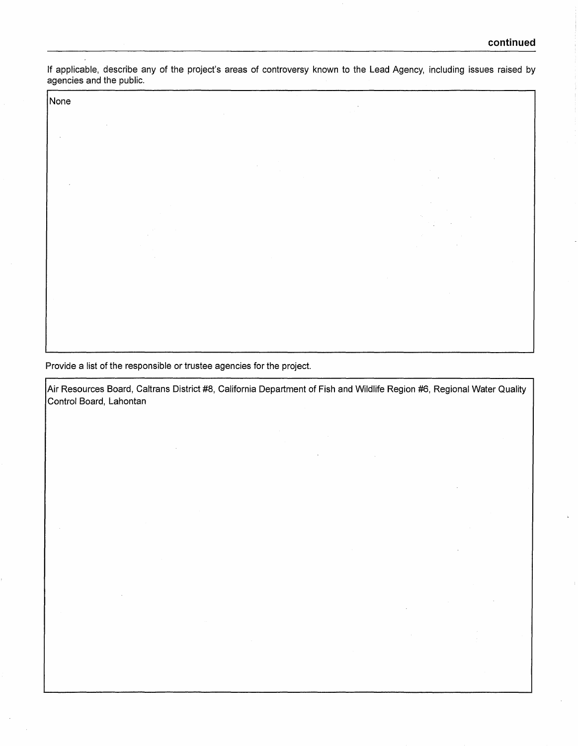**continued**

If applicable, describe any of the project's areas of controversy known to the Lead Agency, including issues raised by agencies and the public.

None

Provide a list of the responsible or trustee agencies for the project.

Air Resources Board, Caltrans District #8, California Department of Fish and Wildlife Region #6, Regional Water Quality Control Board, Lahontan